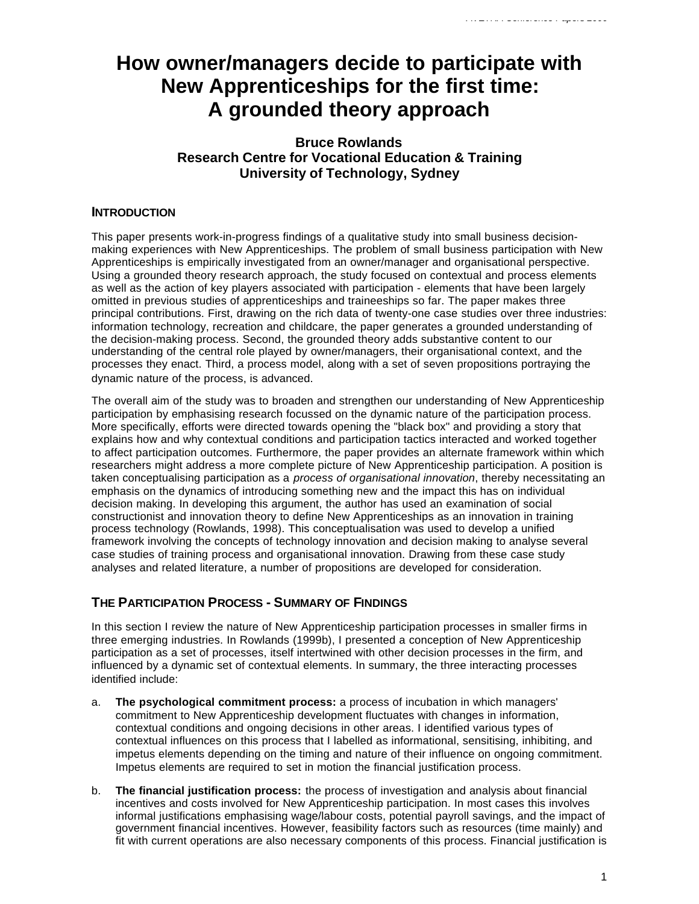# How owner/managers decide to participate with New Apprenticeships for the first time: A grounded theory approach

**Bruce Rowlands**
**Research Centre for Vocational Education & Training**
**University of Technology, Sydney**

## INTRODUCTION

This paper presents work-in-progress findings of a qualitative study into small business decision-making experiences with New Apprenticeships. The problem of small business participation with New Apprenticeships is empirically investigated from an owner/manager and organisational perspective. Using a grounded theory research approach, the study focused on contextual and process elements as well as the action of key players associated with participation - elements that have been largely omitted in previous studies of apprenticeships and traineeships so far. The paper makes three principal contributions. First, drawing on the rich data of twenty-one case studies over three industries: information technology, recreation and childcare, the paper generates a grounded understanding of the decision-making process. Second, the grounded theory adds substantive content to our understanding of the central role played by owner/managers, their organisational context, and the processes they enact. Third, a process model, along with a set of seven propositions portraying the dynamic nature of the process, is advanced.

The overall aim of the study was to broaden and strengthen our understanding of New Apprenticeship participation by emphasising research focussed on the dynamic nature of the participation process. More specifically, efforts were directed towards opening the "black box" and providing a story that explains how and why contextual conditions and participation tactics interacted and worked together to affect participation outcomes. Furthermore, the paper provides an alternate framework within which researchers might address a more complete picture of New Apprenticeship participation. A position is taken conceptualising participation as a *process of organisational innovation*, thereby necessitating an emphasis on the dynamics of introducing something new and the impact this has on individual decision making. In developing this argument, the author has used an examination of social constructionist and innovation theory to define New Apprenticeships as an innovation in training process technology (Rowlands, 1998). This conceptualisation was used to develop a unified framework involving the concepts of technology innovation and decision making to analyse several case studies of training process and organisational innovation. Drawing from these case study analyses and related literature, a number of propositions are developed for consideration.

## THE PARTICIPATION PROCESS - SUMMARY OF FINDINGS

In this section I review the nature of New Apprenticeship participation processes in smaller firms in three emerging industries. In Rowlands (1999b), I presented a conception of New Apprenticeship participation as a set of processes, itself intertwined with other decision processes in the firm, and influenced by a dynamic set of contextual elements. In summary, the three interacting processes identified include:

a. **The psychological commitment process:** a process of incubation in which managers' commitment to New Apprenticeship development fluctuates with changes in information, contextual conditions and ongoing decisions in other areas. I identified various types of contextual influences on this process that I labelled as informational, sensitising, inhibiting, and impetus elements depending on the timing and nature of their influence on ongoing commitment. Impetus elements are required to set in motion the financial justification process.

b. **The financial justification process:** the process of investigation and analysis about financial incentives and costs involved for New Apprenticeship participation. In most cases this involves informal justifications emphasising wage/labour costs, potential payroll savings, and the impact of government financial incentives. However, feasibility factors such as resources (time mainly) and fit with current operations are also necessary components of this process. Financial justification is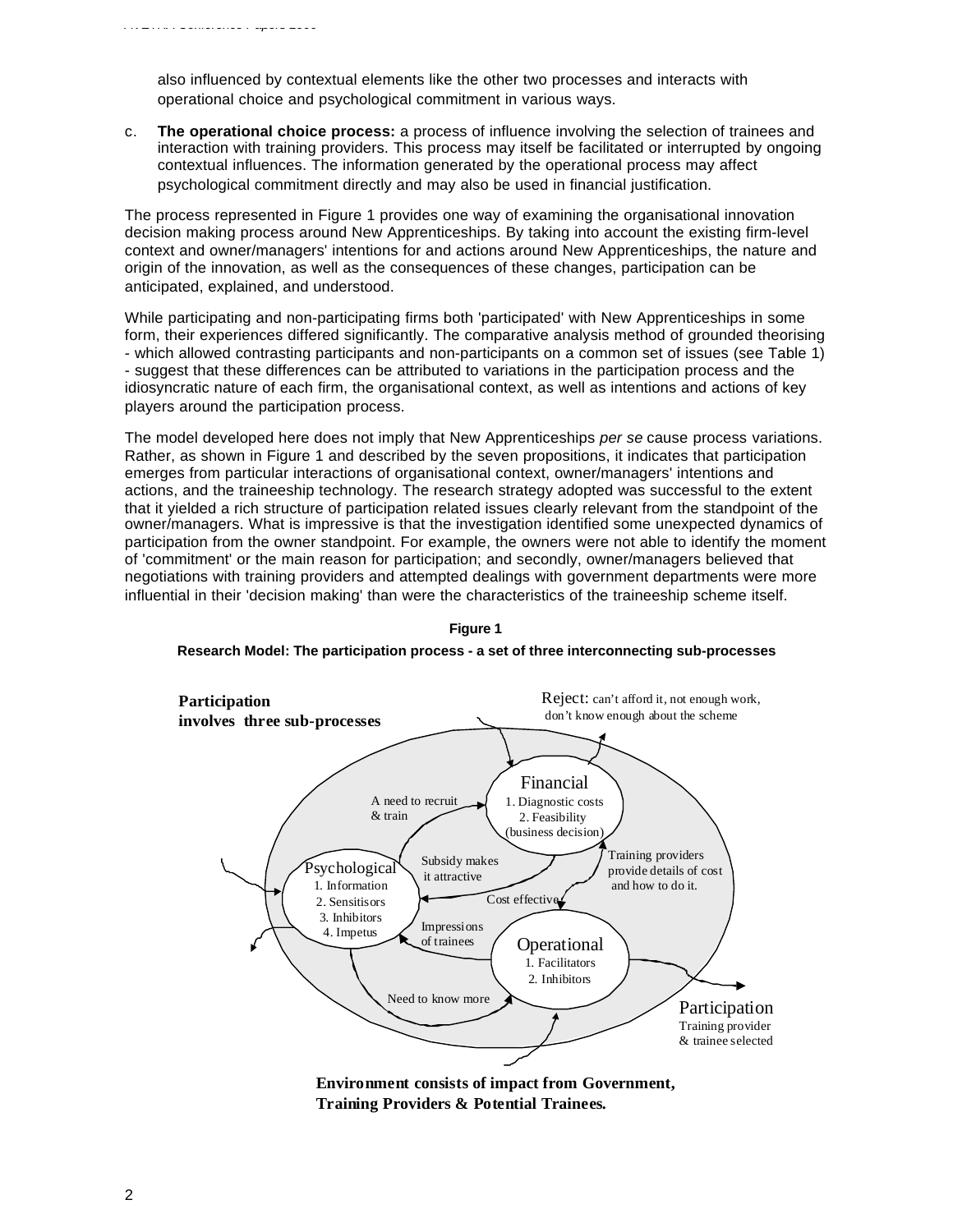also influenced by contextual elements like the other two processes and interacts with operational choice and psychological commitment in various ways.

c. **The operational choice process:** a process of influence involving the selection of trainees and interaction with training providers. This process may itself be facilitated or interrupted by ongoing contextual influences. The information generated by the operational process may affect psychological commitment directly and may also be used in financial justification.

The process represented in Figure 1 provides one way of examining the organisational innovation decision making process around New Apprenticeships. By taking into account the existing firm-level context and owner/managers' intentions for and actions around New Apprenticeships, the nature and origin of the innovation, as well as the consequences of these changes, participation can be anticipated, explained, and understood.

While participating and non-participating firms both 'participated' with New Apprenticeships in some form, their experiences differed significantly. The comparative analysis method of grounded theorising - which allowed contrasting participants and non-participants on a common set of issues (see Table 1) - suggest that these differences can be attributed to variations in the participation process and the idiosyncratic nature of each firm, the organisational context, as well as intentions and actions of key players around the participation process.

The model developed here does not imply that New Apprenticeships *per se* cause process variations. Rather, as shown in Figure 1 and described by the seven propositions, it indicates that participation emerges from particular interactions of organisational context, owner/managers' intentions and actions, and the traineeship technology. The research strategy adopted was successful to the extent that it yielded a rich structure of participation related issues clearly relevant from the standpoint of the owner/managers. What is impressive is that the investigation identified some unexpected dynamics of participation from the owner standpoint. For example, the owners were not able to identify the moment of 'commitment' or the main reason for participation; and secondly, owner/managers believed that negotiations with training providers and attempted dealings with government departments were more influential in their 'decision making' than were the characteristics of the traineeship scheme itself.

**Figure 1**

**Research Model: The participation process - a set of three interconnecting sub-processes**

**Participation involves three sub-processes**

Reject: can't afford it, not enough work, don't know enough about the scheme

Financial
1. Diagnostic costs
2. Feasibility (business decision)

A need to recruit & train

Subsidy makes it attractive

Training providers provide details of cost and how to do it.

Psychological
1. Information
2. Sensitisors
3. Inhibitors
4. Impetus

Cost effective

Impressions of trainees

Operational
1. Facilitators
2. Inhibitors

Need to know more

Participation
Training provider & trainee selected

**Environment consists of impact from Government, Training Providers & Potential Trainees.**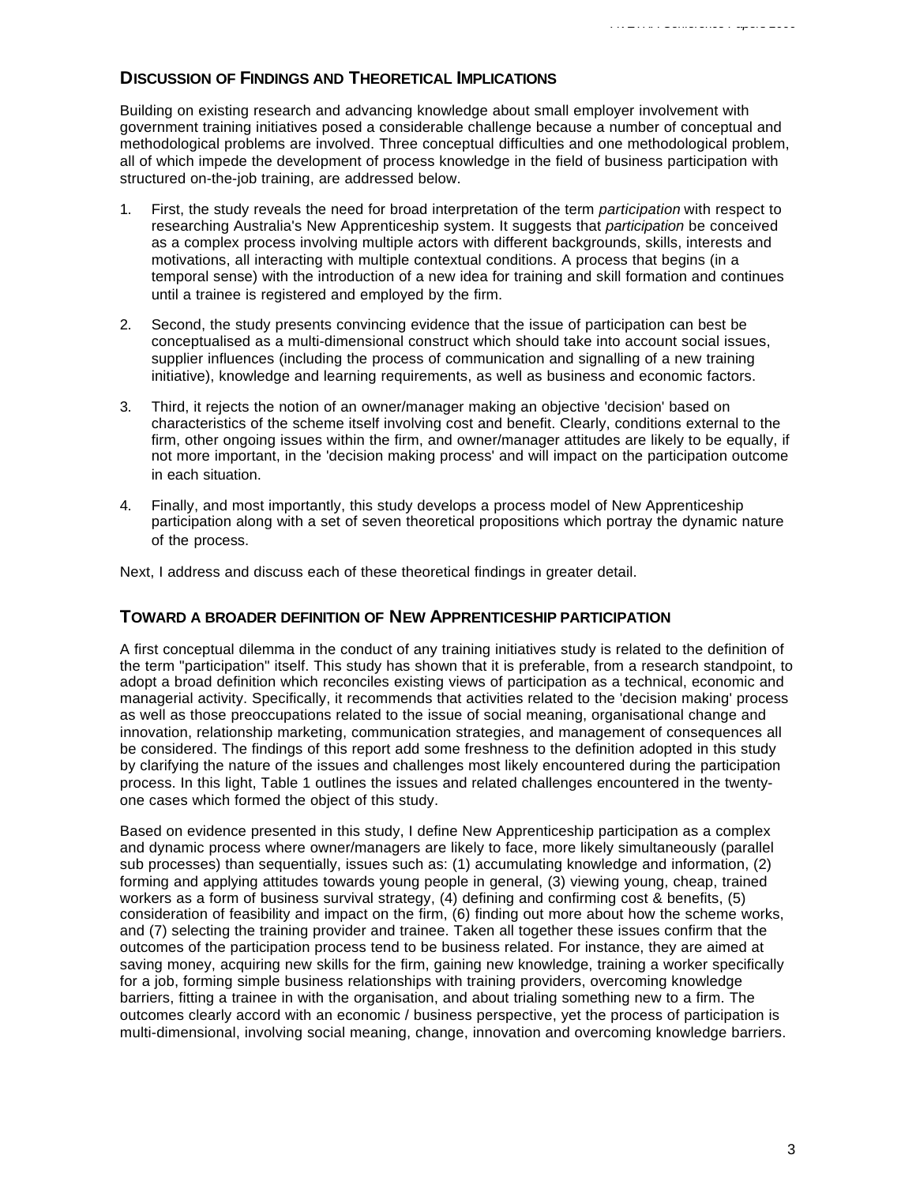## Discussion of Findings and Theoretical Implications

Building on existing research and advancing knowledge about small employer involvement with government training initiatives posed a considerable challenge because a number of conceptual and methodological problems are involved. Three conceptual difficulties and one methodological problem, all of which impede the development of process knowledge in the field of business participation with structured on-the-job training, are addressed below.

1. First, the study reveals the need for broad interpretation of the term *participation* with respect to researching Australia's New Apprenticeship system. It suggests that *participation* be conceived as a complex process involving multiple actors with different backgrounds, skills, interests and motivations, all interacting with multiple contextual conditions. A process that begins (in a temporal sense) with the introduction of a new idea for training and skill formation and continues until a trainee is registered and employed by the firm.
2. Second, the study presents convincing evidence that the issue of participation can best be conceptualised as a multi-dimensional construct which should take into account social issues, supplier influences (including the process of communication and signalling of a new training initiative), knowledge and learning requirements, as well as business and economic factors.
3. Third, it rejects the notion of an owner/manager making an objective 'decision' based on characteristics of the scheme itself involving cost and benefit. Clearly, conditions external to the firm, other ongoing issues within the firm, and owner/manager attitudes are likely to be equally, if not more important, in the 'decision making process' and will impact on the participation outcome in each situation.
4. Finally, and most importantly, this study develops a process model of New Apprenticeship participation along with a set of seven theoretical propositions which portray the dynamic nature of the process.

Next, I address and discuss each of these theoretical findings in greater detail.

## Toward a broader definition of New Apprenticeship participation

A first conceptual dilemma in the conduct of any training initiatives study is related to the definition of the term "participation" itself. This study has shown that it is preferable, from a research standpoint, to adopt a broad definition which reconciles existing views of participation as a technical, economic and managerial activity. Specifically, it recommends that activities related to the 'decision making' process as well as those preoccupations related to the issue of social meaning, organisational change and innovation, relationship marketing, communication strategies, and management of consequences all be considered. The findings of this report add some freshness to the definition adopted in this study by clarifying the nature of the issues and challenges most likely encountered during the participation process. In this light, Table 1 outlines the issues and related challenges encountered in the twenty-one cases which formed the object of this study.

Based on evidence presented in this study, I define New Apprenticeship participation as a complex and dynamic process where owner/managers are likely to face, more likely simultaneously (parallel sub processes) than sequentially, issues such as: (1) accumulating knowledge and information, (2) forming and applying attitudes towards young people in general, (3) viewing young, cheap, trained workers as a form of business survival strategy, (4) defining and confirming cost & benefits, (5) consideration of feasibility and impact on the firm, (6) finding out more about how the scheme works, and (7) selecting the training provider and trainee. Taken all together these issues confirm that the outcomes of the participation process tend to be business related. For instance, they are aimed at saving money, acquiring new skills for the firm, gaining new knowledge, training a worker specifically for a job, forming simple business relationships with training providers, overcoming knowledge barriers, fitting a trainee in with the organisation, and about trialing something new to a firm. The outcomes clearly accord with an economic / business perspective, yet the process of participation is multi-dimensional, involving social meaning, change, innovation and overcoming knowledge barriers.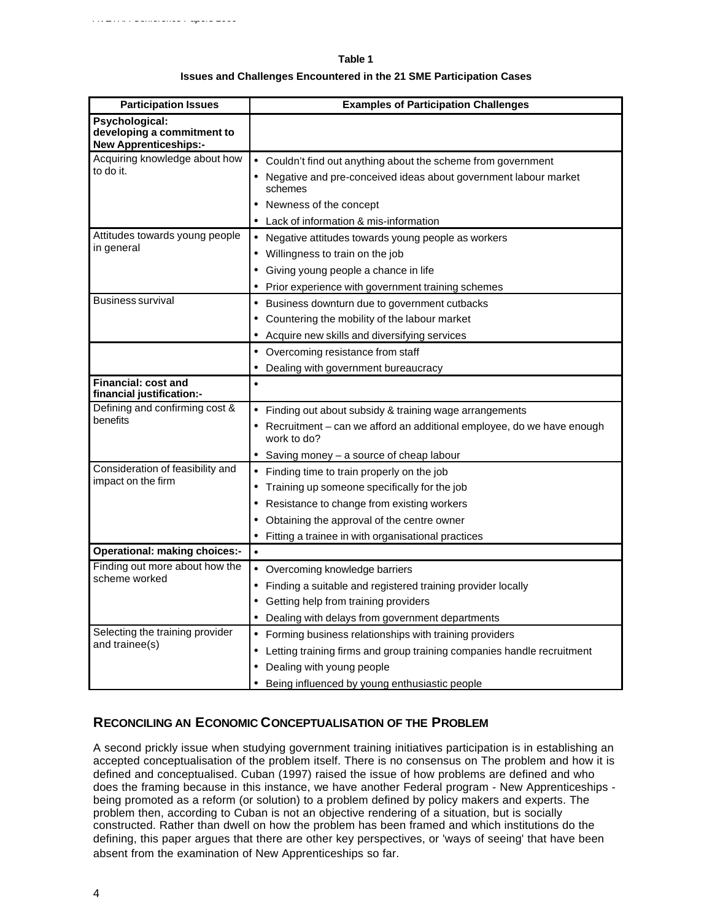**Table 1**

**Issues and Challenges Encountered in the 21 SME Participation Cases**

| Participation Issues | Examples of Participation Challenges |
|---|---|
| **Psychological: developing a commitment to New Apprenticeships:-** | |
| Acquiring knowledge about how to do it. | • Couldn't find out anything about the scheme from government<br>• Negative and pre-conceived ideas about government labour market schemes<br>• Newness of the concept<br>• Lack of information & mis-information |
| Attitudes towards young people in general | • Negative attitudes towards young people as workers<br>• Willingness to train on the job<br>• Giving young people a chance in life<br>• Prior experience with government training schemes |
| Business survival | • Business downturn due to government cutbacks<br>• Countering the mobility of the labour market<br>• Acquire new skills and diversifying services |
| | • Overcoming resistance from staff<br>• Dealing with government bureaucracy |
| **Financial: cost and financial justification:-** | • |
| Defining and confirming cost & benefits | • Finding out about subsidy & training wage arrangements<br>• Recruitment – can we afford an additional employee, do we have enough work to do?<br>• Saving money – a source of cheap labour |
| Consideration of feasibility and impact on the firm | • Finding time to train properly on the job<br>• Training up someone specifically for the job<br>• Resistance to change from existing workers<br>• Obtaining the approval of the centre owner<br>• Fitting a trainee in with organisational practices |
| **Operational: making choices:-** | • |
| Finding out more about how the scheme worked | • Overcoming knowledge barriers<br>• Finding a suitable and registered training provider locally<br>• Getting help from training providers<br>• Dealing with delays from government departments |
| Selecting the training provider and trainee(s) | • Forming business relationships with training providers<br>• Letting training firms and group training companies handle recruitment<br>• Dealing with young people<br>• Being influenced by young enthusiastic people |

## RECONCILING AN ECONOMIC CONCEPTUALISATION OF THE PROBLEM

A second prickly issue when studying government training initiatives participation is in establishing an accepted conceptualisation of the problem itself. There is no consensus on The problem and how it is defined and conceptualised. Cuban (1997) raised the issue of how problems are defined and who does the framing because in this instance, we have another Federal program - New Apprenticeships - being promoted as a reform (or solution) to a problem defined by policy makers and experts. The problem then, according to Cuban is not an objective rendering of a situation, but is socially constructed. Rather than dwell on how the problem has been framed and which institutions do the defining, this paper argues that there are other key perspectives, or 'ways of seeing' that have been absent from the examination of New Apprenticeships so far.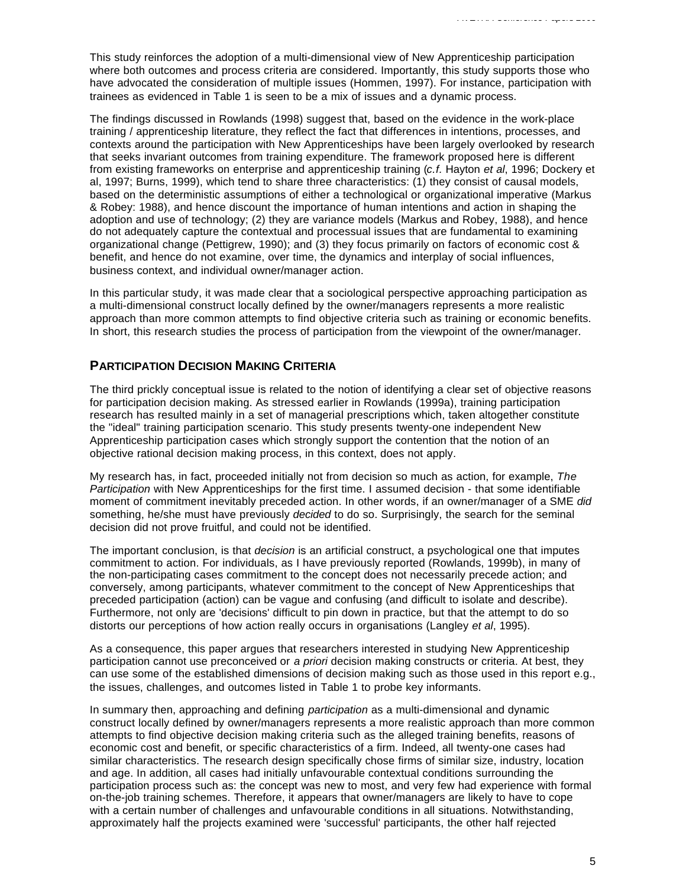This study reinforces the adoption of a multi-dimensional view of New Apprenticeship participation where both outcomes and process criteria are considered. Importantly, this study supports those who have advocated the consideration of multiple issues (Hommen, 1997). For instance, participation with trainees as evidenced in Table 1 is seen to be a mix of issues and a dynamic process.

The findings discussed in Rowlands (1998) suggest that, based on the evidence in the work-place training / apprenticeship literature, they reflect the fact that differences in intentions, processes, and contexts around the participation with New Apprenticeships have been largely overlooked by research that seeks invariant outcomes from training expenditure. The framework proposed here is different from existing frameworks on enterprise and apprenticeship training (*c.f.* Hayton *et al*, 1996; Dockery et al, 1997; Burns, 1999), which tend to share three characteristics: (1) they consist of causal models, based on the deterministic assumptions of either a technological or organizational imperative (Markus & Robey: 1988), and hence discount the importance of human intentions and action in shaping the adoption and use of technology; (2) they are variance models (Markus and Robey, 1988), and hence do not adequately capture the contextual and processual issues that are fundamental to examining organizational change (Pettigrew, 1990); and (3) they focus primarily on factors of economic cost & benefit, and hence do not examine, over time, the dynamics and interplay of social influences, business context, and individual owner/manager action.

In this particular study, it was made clear that a sociological perspective approaching participation as a multi-dimensional construct locally defined by the owner/managers represents a more realistic approach than more common attempts to find objective criteria such as training or economic benefits. In short, this research studies the process of participation from the viewpoint of the owner/manager.

## PARTICIPATION DECISION MAKING CRITERIA

The third prickly conceptual issue is related to the notion of identifying a clear set of objective reasons for participation decision making. As stressed earlier in Rowlands (1999a), training participation research has resulted mainly in a set of managerial prescriptions which, taken altogether constitute the "ideal" training participation scenario. This study presents twenty-one independent New Apprenticeship participation cases which strongly support the contention that the notion of an objective rational decision making process, in this context, does not apply.

My research has, in fact, proceeded initially not from decision so much as action, for example, *The Participation* with New Apprenticeships for the first time. I assumed decision - that some identifiable moment of commitment inevitably preceded action. In other words, if an owner/manager of a SME *did* something, he/she must have previously *decided* to do so. Surprisingly, the search for the seminal decision did not prove fruitful, and could not be identified.

The important conclusion, is that *decision* is an artificial construct, a psychological one that imputes commitment to action. For individuals, as I have previously reported (Rowlands, 1999b), in many of the non-participating cases commitment to the concept does not necessarily precede action; and conversely, among participants, whatever commitment to the concept of New Apprenticeships that preceded participation (action) can be vague and confusing (and difficult to isolate and describe). Furthermore, not only are 'decisions' difficult to pin down in practice, but that the attempt to do so distorts our perceptions of how action really occurs in organisations (Langley *et al*, 1995).

As a consequence, this paper argues that researchers interested in studying New Apprenticeship participation cannot use preconceived or *a priori* decision making constructs or criteria. At best, they can use some of the established dimensions of decision making such as those used in this report e.g., the issues, challenges, and outcomes listed in Table 1 to probe key informants.

In summary then, approaching and defining *participation* as a multi-dimensional and dynamic construct locally defined by owner/managers represents a more realistic approach than more common attempts to find objective decision making criteria such as the alleged training benefits, reasons of economic cost and benefit, or specific characteristics of a firm. Indeed, all twenty-one cases had similar characteristics. The research design specifically chose firms of similar size, industry, location and age. In addition, all cases had initially unfavourable contextual conditions surrounding the participation process such as: the concept was new to most, and very few had experience with formal on-the-job training schemes. Therefore, it appears that owner/managers are likely to have to cope with a certain number of challenges and unfavourable conditions in all situations. Notwithstanding, approximately half the projects examined were 'successful' participants, the other half rejected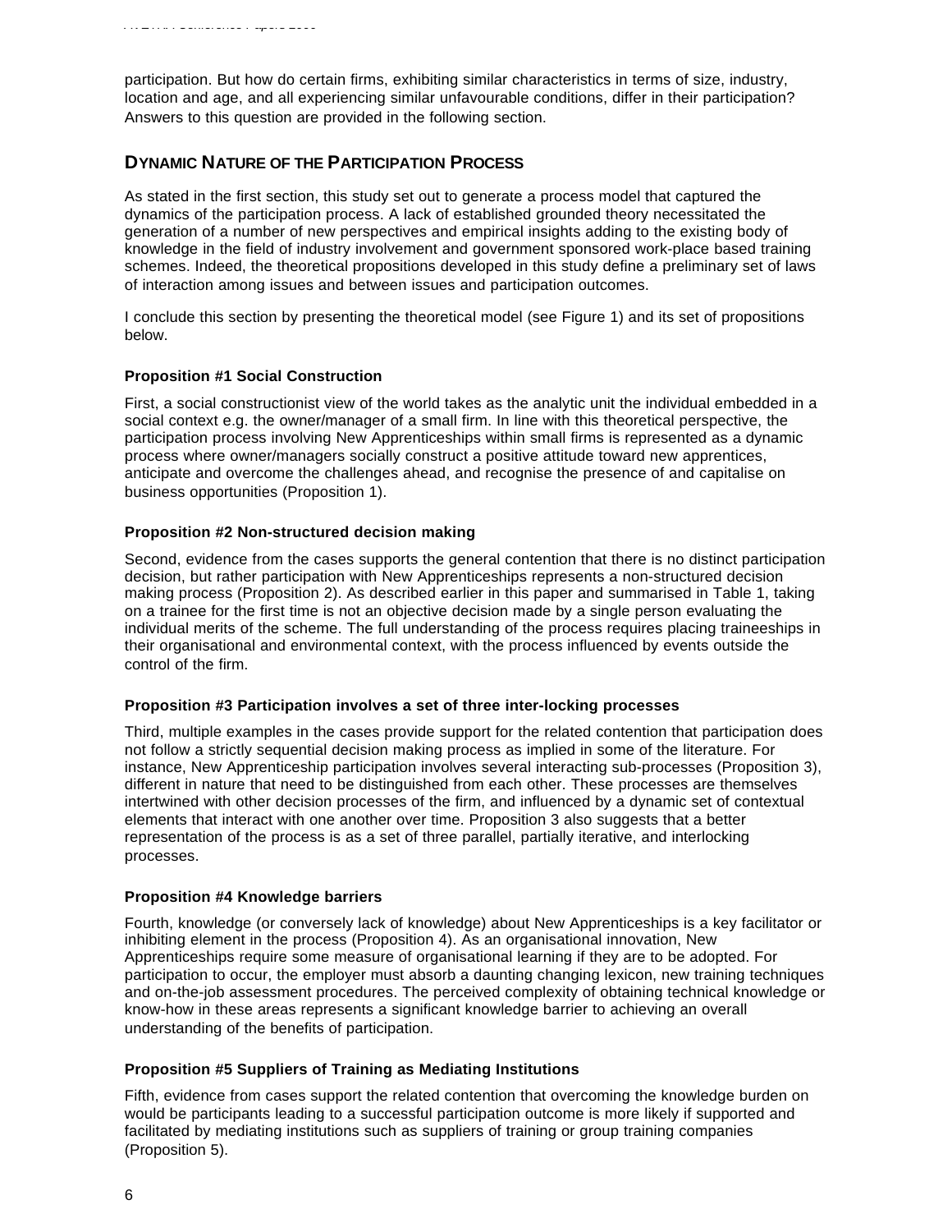participation. But how do certain firms, exhibiting similar characteristics in terms of size, industry, location and age, and all experiencing similar unfavourable conditions, differ in their participation? Answers to this question are provided in the following section.

## DYNAMIC NATURE OF THE PARTICIPATION PROCESS

As stated in the first section, this study set out to generate a process model that captured the dynamics of the participation process. A lack of established grounded theory necessitated the generation of a number of new perspectives and empirical insights adding to the existing body of knowledge in the field of industry involvement and government sponsored work-place based training schemes. Indeed, the theoretical propositions developed in this study define a preliminary set of laws of interaction among issues and between issues and participation outcomes.

I conclude this section by presenting the theoretical model (see Figure 1) and its set of propositions below.

### Proposition #1 Social Construction

First, a social constructionist view of the world takes as the analytic unit the individual embedded in a social context e.g. the owner/manager of a small firm. In line with this theoretical perspective, the participation process involving New Apprenticeships within small firms is represented as a dynamic process where owner/managers socially construct a positive attitude toward new apprentices, anticipate and overcome the challenges ahead, and recognise the presence of and capitalise on business opportunities (Proposition 1).

### Proposition #2 Non-structured decision making

Second, evidence from the cases supports the general contention that there is no distinct participation decision, but rather participation with New Apprenticeships represents a non-structured decision making process (Proposition 2). As described earlier in this paper and summarised in Table 1, taking on a trainee for the first time is not an objective decision made by a single person evaluating the individual merits of the scheme. The full understanding of the process requires placing traineeships in their organisational and environmental context, with the process influenced by events outside the control of the firm.

### Proposition #3 Participation involves a set of three inter-locking processes

Third, multiple examples in the cases provide support for the related contention that participation does not follow a strictly sequential decision making process as implied in some of the literature. For instance, New Apprenticeship participation involves several interacting sub-processes (Proposition 3), different in nature that need to be distinguished from each other. These processes are themselves intertwined with other decision processes of the firm, and influenced by a dynamic set of contextual elements that interact with one another over time. Proposition 3 also suggests that a better representation of the process is as a set of three parallel, partially iterative, and interlocking processes.

### Proposition #4 Knowledge barriers

Fourth, knowledge (or conversely lack of knowledge) about New Apprenticeships is a key facilitator or inhibiting element in the process (Proposition 4). As an organisational innovation, New Apprenticeships require some measure of organisational learning if they are to be adopted. For participation to occur, the employer must absorb a daunting changing lexicon, new training techniques and on-the-job assessment procedures. The perceived complexity of obtaining technical knowledge or know-how in these areas represents a significant knowledge barrier to achieving an overall understanding of the benefits of participation.

### Proposition #5 Suppliers of Training as Mediating Institutions

Fifth, evidence from cases support the related contention that overcoming the knowledge burden on would be participants leading to a successful participation outcome is more likely if supported and facilitated by mediating institutions such as suppliers of training or group training companies (Proposition 5).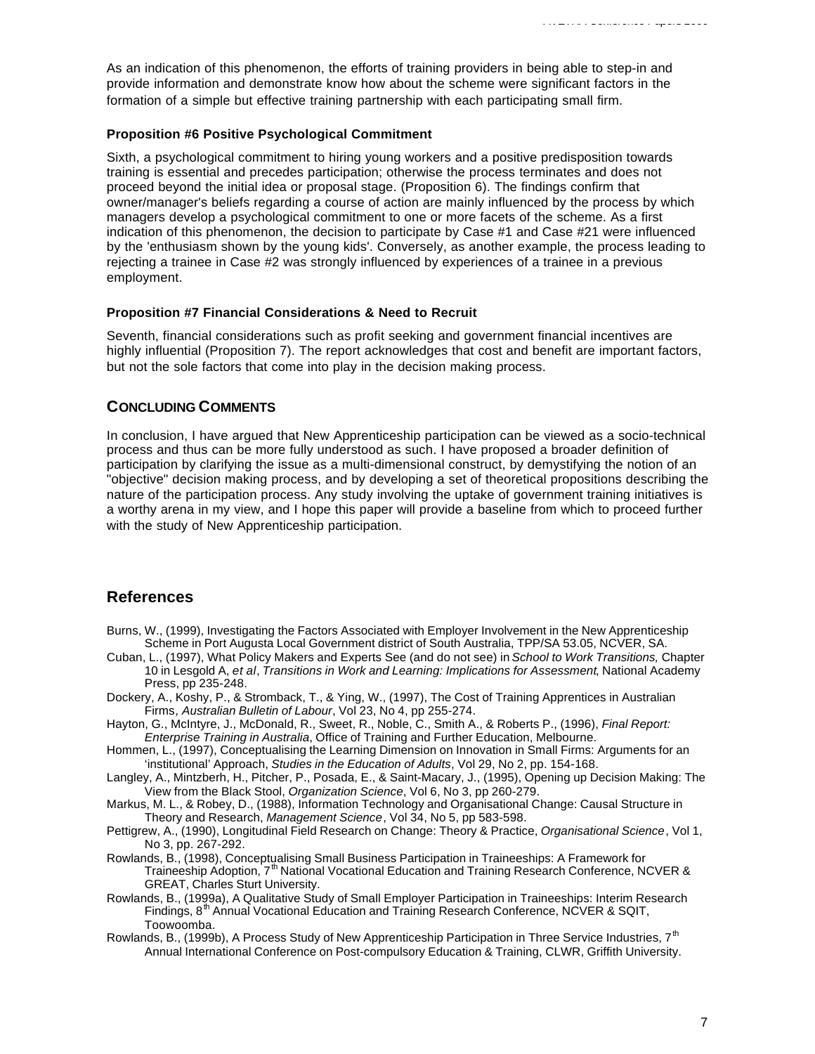As an indication of this phenomenon, the efforts of training providers in being able to step-in and provide information and demonstrate know how about the scheme were significant factors in the formation of a simple but effective training partnership with each participating small firm.

### Proposition #6 Positive Psychological Commitment

Sixth, a psychological commitment to hiring young workers and a positive predisposition towards training is essential and precedes participation; otherwise the process terminates and does not proceed beyond the initial idea or proposal stage. (Proposition 6). The findings confirm that owner/manager's beliefs regarding a course of action are mainly influenced by the process by which managers develop a psychological commitment to one or more facets of the scheme. As a first indication of this phenomenon, the decision to participate by Case #1 and Case #21 were influenced by the 'enthusiasm shown by the young kids'. Conversely, as another example, the process leading to rejecting a trainee in Case #2 was strongly influenced by experiences of a trainee in a previous employment.

### Proposition #7 Financial Considerations & Need to Recruit

Seventh, financial considerations such as profit seeking and government financial incentives are highly influential (Proposition 7). The report acknowledges that cost and benefit are important factors, but not the sole factors that come into play in the decision making process.

## Concluding Comments

In conclusion, I have argued that New Apprenticeship participation can be viewed as a socio-technical process and thus can be more fully understood as such. I have proposed a broader definition of participation by clarifying the issue as a multi-dimensional construct, by demystifying the notion of an "objective" decision making process, and by developing a set of theoretical propositions describing the nature of the participation process. Any study involving the uptake of government training initiatives is a worthy arena in my view, and I hope this paper will provide a baseline from which to proceed further with the study of New Apprenticeship participation.

## References

Burns, W., (1999), Investigating the Factors Associated with Employer Involvement in the New Apprenticeship Scheme in Port Augusta Local Government district of South Australia, TPP/SA 53.05, NCVER, SA.

Cuban, L., (1997), What Policy Makers and Experts See (and do not see) in *School to Work Transitions,* Chapter 10 in Lesgold A, *et al*, *Transitions in Work and Learning: Implications for Assessment*, National Academy Press, pp 235-248.

Dockery, A., Koshy, P., & Stromback, T., & Ying, W., (1997), The Cost of Training Apprentices in Australian Firms*, Australian Bulletin of Labour*, Vol 23, No 4, pp 255-274.

Hayton, G., McIntyre, J., McDonald, R., Sweet, R., Noble, C., Smith A., & Roberts P., (1996), *Final Report: Enterprise Training in Australia*, Office of Training and Further Education, Melbourne.

Hommen, L., (1997), Conceptualising the Learning Dimension on Innovation in Small Firms: Arguments for an 'institutional' Approach, *Studies in the Education of Adults*, Vol 29, No 2, pp. 154-168.

Langley, A., Mintzberh, H., Pitcher, P., Posada, E., & Saint-Macary, J., (1995), Opening up Decision Making: The View from the Black Stool, *Organization Science*, Vol 6, No 3, pp 260-279.

Markus, M. L., & Robey, D., (1988), Information Technology and Organisational Change: Causal Structure in Theory and Research, *Management Science*, Vol 34, No 5, pp 583-598.

Pettigrew, A., (1990), Longitudinal Field Research on Change: Theory & Practice, *Organisational Science*, Vol 1, No 3, pp. 267-292.

Rowlands, B., (1998), Conceptualising Small Business Participation in Traineeships: A Framework for Traineeship Adoption, 7th National Vocational Education and Training Research Conference, NCVER & GREAT, Charles Sturt University.

Rowlands, B., (1999a), A Qualitative Study of Small Employer Participation in Traineeships: Interim Research Findings, 8th Annual Vocational Education and Training Research Conference, NCVER & SQIT, Toowoomba.

Rowlands, B., (1999b), A Process Study of New Apprenticeship Participation in Three Service Industries, 7th Annual International Conference on Post-compulsory Education & Training, CLWR, Griffith University.